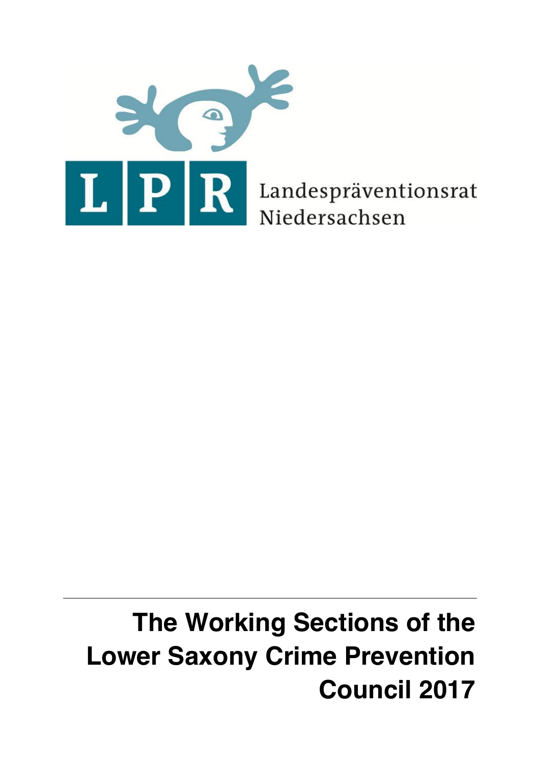LPR Landespräventionsrat Niedersachsen

# The Working Sections of the Lower Saxony Crime Prevention Council 2017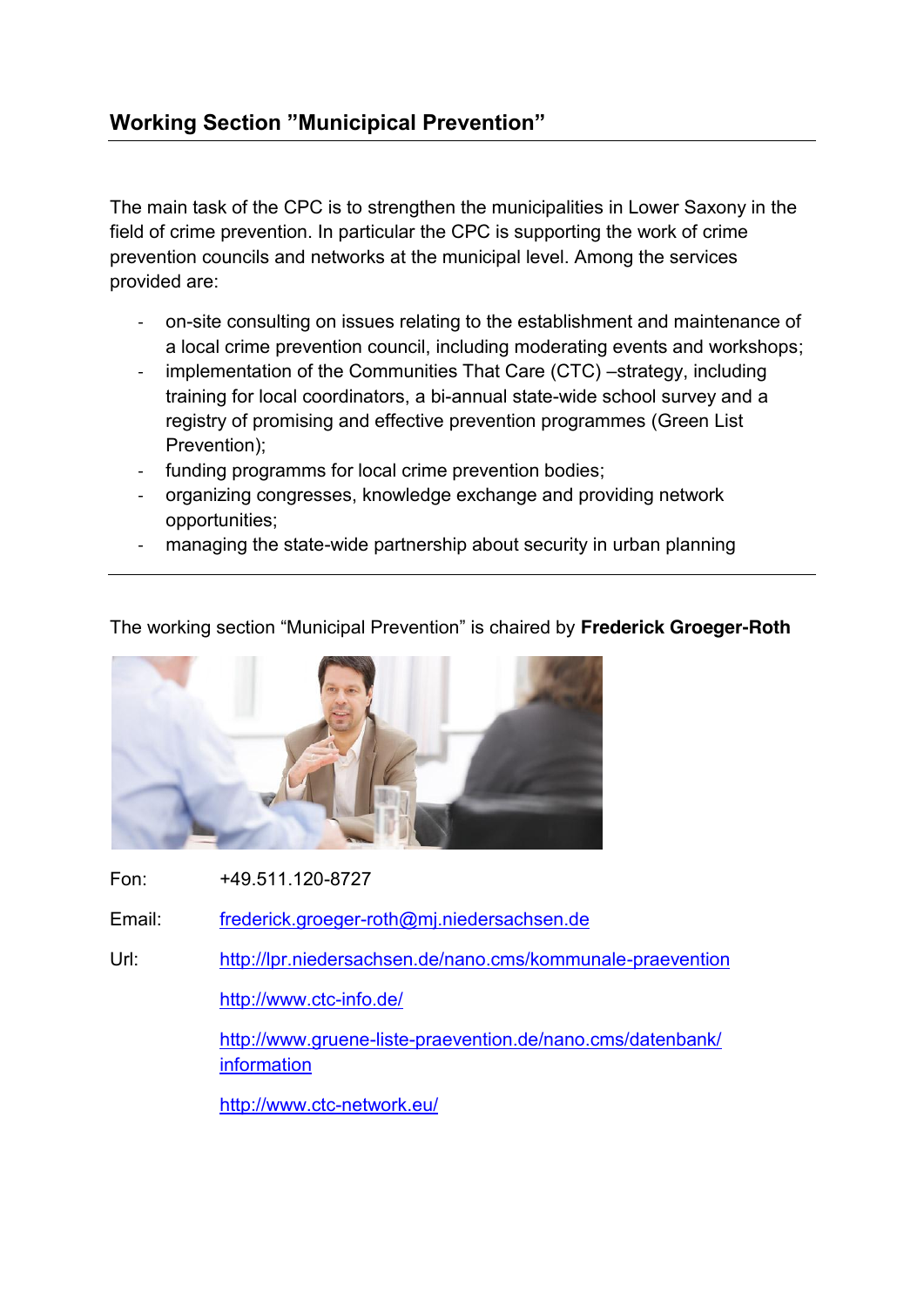## Working Section "Municipical Prevention"

The main task of the CPC is to strengthen the municipalities in Lower Saxony in the field of crime prevention. In particular the CPC is supporting the work of crime prevention councils and networks at the municipal level. Among the services provided are:

- on-site consulting on issues relating to the establishment and maintenance of a local crime prevention council, including moderating events and workshops;
- implementation of the Communities That Care (CTC) –strategy, including training for local coordinators, a bi-annual state-wide school survey and a registry of promising and effective prevention programmes (Green List Prevention);
- funding programms for local crime prevention bodies;
- organizing congresses, knowledge exchange and providing network opportunities;
- managing the state-wide partnership about security in urban planning

---

The working section "Municipal Prevention" is chaired by **Frederick Groeger-Roth**

Fon: +49.511.120-8727

Email: frederick.groeger-roth@mj.niedersachsen.de

Url: http://lpr.niedersachsen.de/nano.cms/kommunale-praevention

http://www.ctc-info.de/

http://www.gruene-liste-praevention.de/nano.cms/datenbank/information

http://www.ctc-network.eu/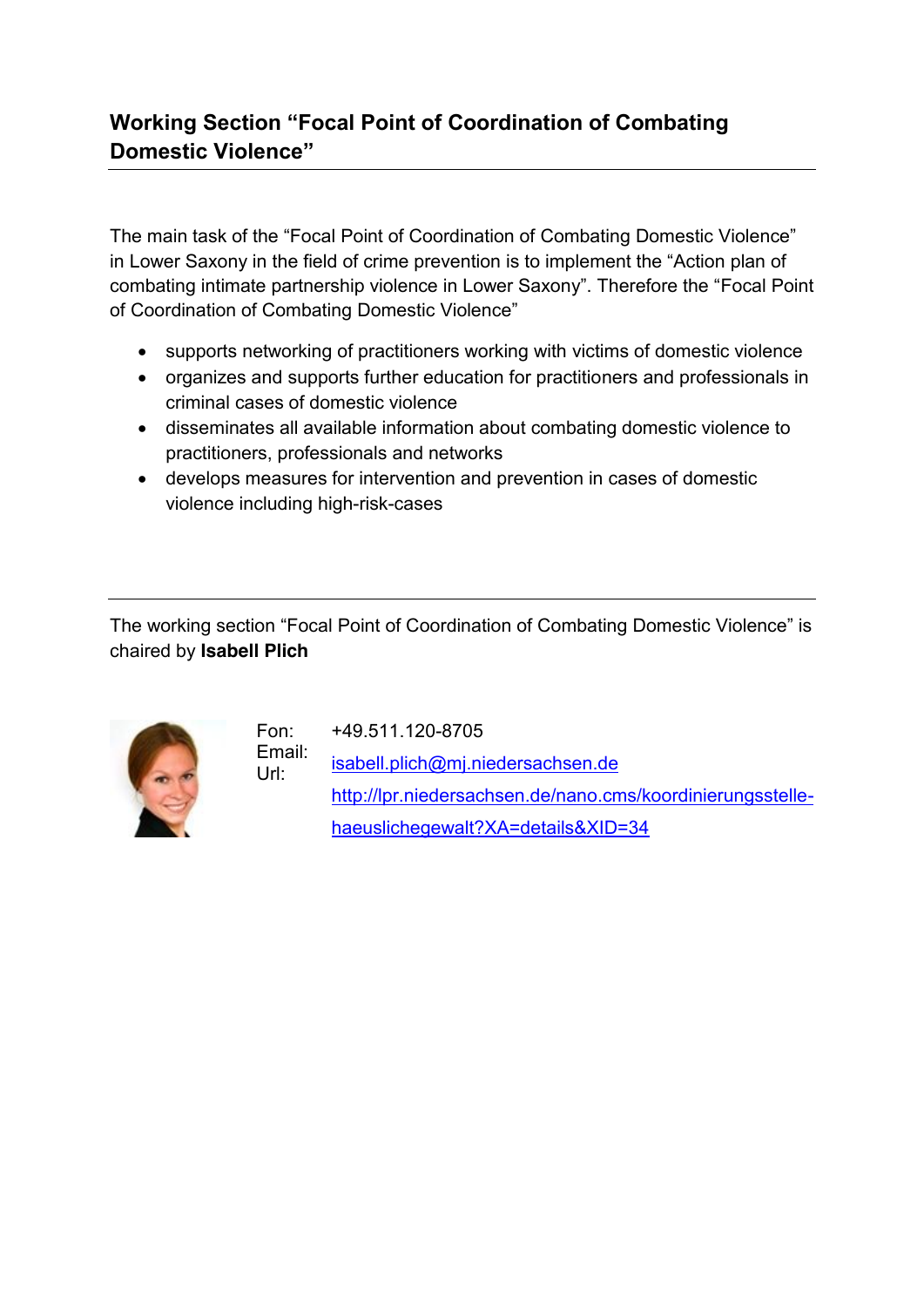## Working Section "Focal Point of Coordination of Combating Domestic Violence"

The main task of the "Focal Point of Coordination of Combating Domestic Violence" in Lower Saxony in the field of crime prevention is to implement the "Action plan of combating intimate partnership violence in Lower Saxony". Therefore the "Focal Point of Coordination of Combating Domestic Violence"

- supports networking of practitioners working with victims of domestic violence
- organizes and supports further education for practitioners and professionals in criminal cases of domestic violence
- disseminates all available information about combating domestic violence to practitioners, professionals and networks
- develops measures for intervention and prevention in cases of domestic violence including high-risk-cases

---

The working section "Focal Point of Coordination of Combating Domestic Violence" is chaired by **Isabell Plich**

Fon: +49.511.120-8705
Email: isabell.plich@mj.niedersachsen.de
Url: http://lpr.niedersachsen.de/nano.cms/koordinierungsstelle-haeuslichegewalt?XA=details&XID=34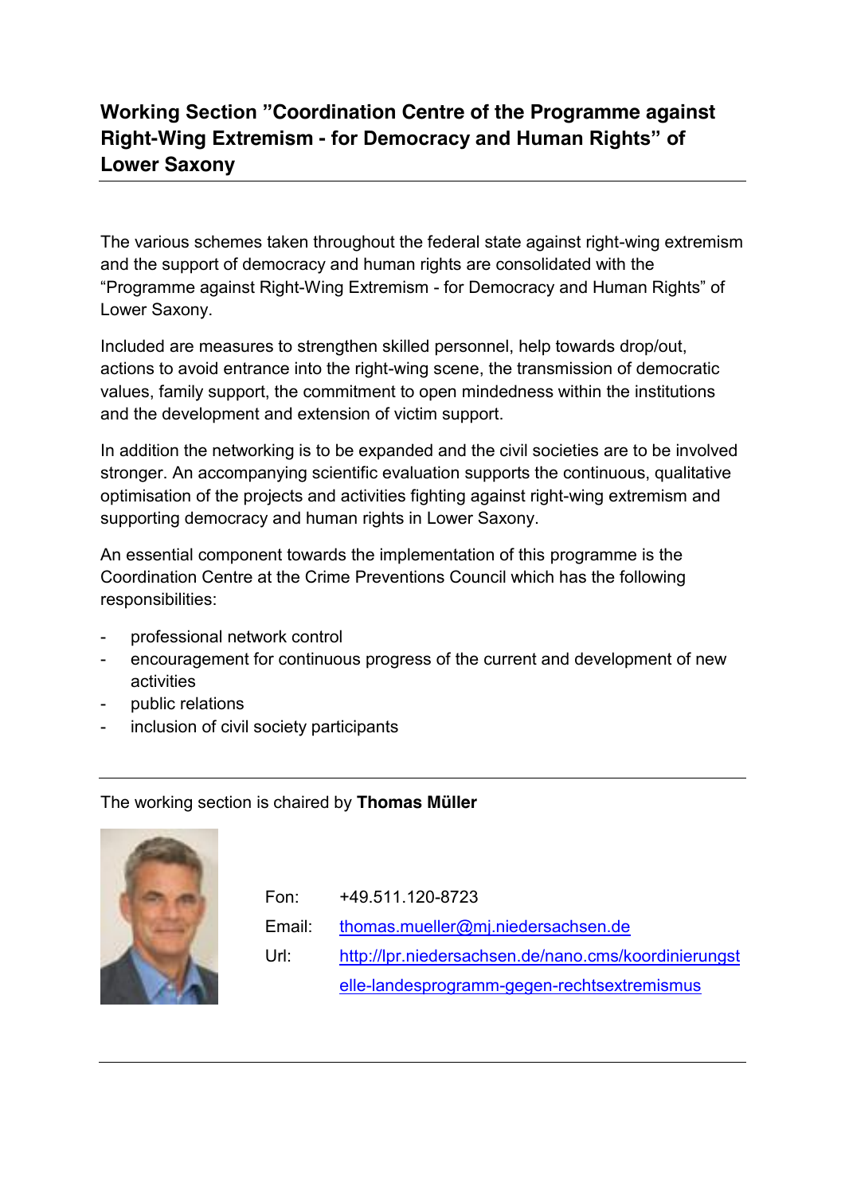# Working Section "Coordination Centre of the Programme against Right-Wing Extremism - for Democracy and Human Rights" of Lower Saxony

The various schemes taken throughout the federal state against right-wing extremism and the support of democracy and human rights are consolidated with the "Programme against Right-Wing Extremism - for Democracy and Human Rights" of Lower Saxony.

Included are measures to strengthen skilled personnel, help towards drop/out, actions to avoid entrance into the right-wing scene, the transmission of democratic values, family support, the commitment to open mindedness within the institutions and the development and extension of victim support.

In addition the networking is to be expanded and the civil societies are to be involved stronger. An accompanying scientific evaluation supports the continuous, qualitative optimisation of the projects and activities fighting against right-wing extremism and supporting democracy and human rights in Lower Saxony.

An essential component towards the implementation of this programme is the Coordination Centre at the Crime Preventions Council which has the following responsibilities:

- professional network control
- encouragement for continuous progress of the current and development of new activities
- public relations
- inclusion of civil society participants

---

The working section is chaired by **Thomas Müller**

| | |
|---|---|
| Fon: | +49.511.120-8723 |
| Email: | thomas.mueller@mj.niedersachsen.de |
| Url: | http://lpr.niedersachsen.de/nano.cms/koordinierungstelle-landesprogramm-gegen-rechtsextremismus |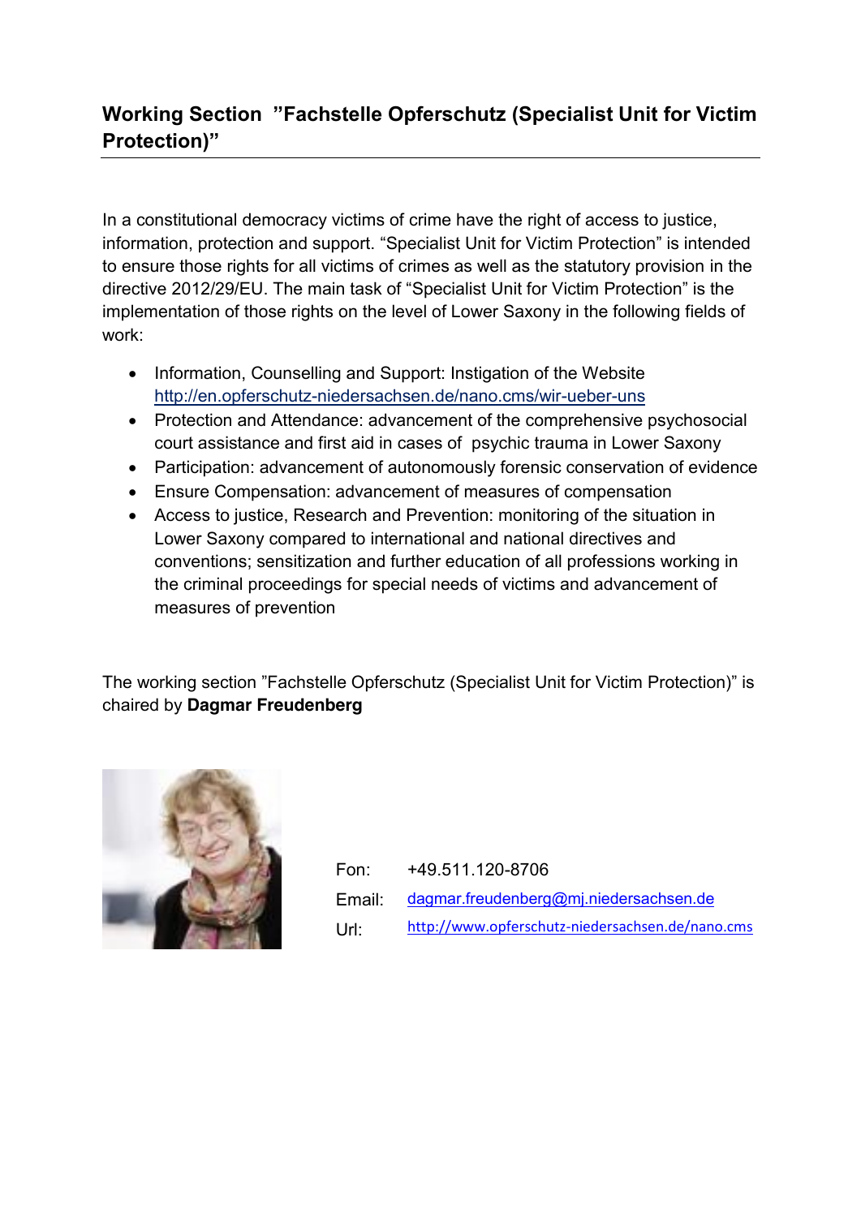## Working Section ”Fachstelle Opferschutz (Specialist Unit for Victim Protection)”

In a constitutional democracy victims of crime have the right of access to justice, information, protection and support. “Specialist Unit for Victim Protection” is intended to ensure those rights for all victims of crimes as well as the statutory provision in the directive 2012/29/EU. The main task of “Specialist Unit for Victim Protection” is the implementation of those rights on the level of Lower Saxony in the following fields of work:

- Information, Counselling and Support: Instigation of the Website http://en.opferschutz-niedersachsen.de/nano.cms/wir-ueber-uns
- Protection and Attendance: advancement of the comprehensive psychosocial court assistance and first aid in cases of psychic trauma in Lower Saxony
- Participation: advancement of autonomously forensic conservation of evidence
- Ensure Compensation: advancement of measures of compensation
- Access to justice, Research and Prevention: monitoring of the situation in Lower Saxony compared to international and national directives and conventions; sensitization and further education of all professions working in the criminal proceedings for special needs of victims and advancement of measures of prevention

The working section ”Fachstelle Opferschutz (Specialist Unit for Victim Protection)” is chaired by **Dagmar Freudenberg**

| | |
|---|---|
| Fon: | +49.511.120-8706 |
| Email: | dagmar.freudenberg@mj.niedersachsen.de |
| Url: | http://www.opferschutz-niedersachsen.de/nano.cms |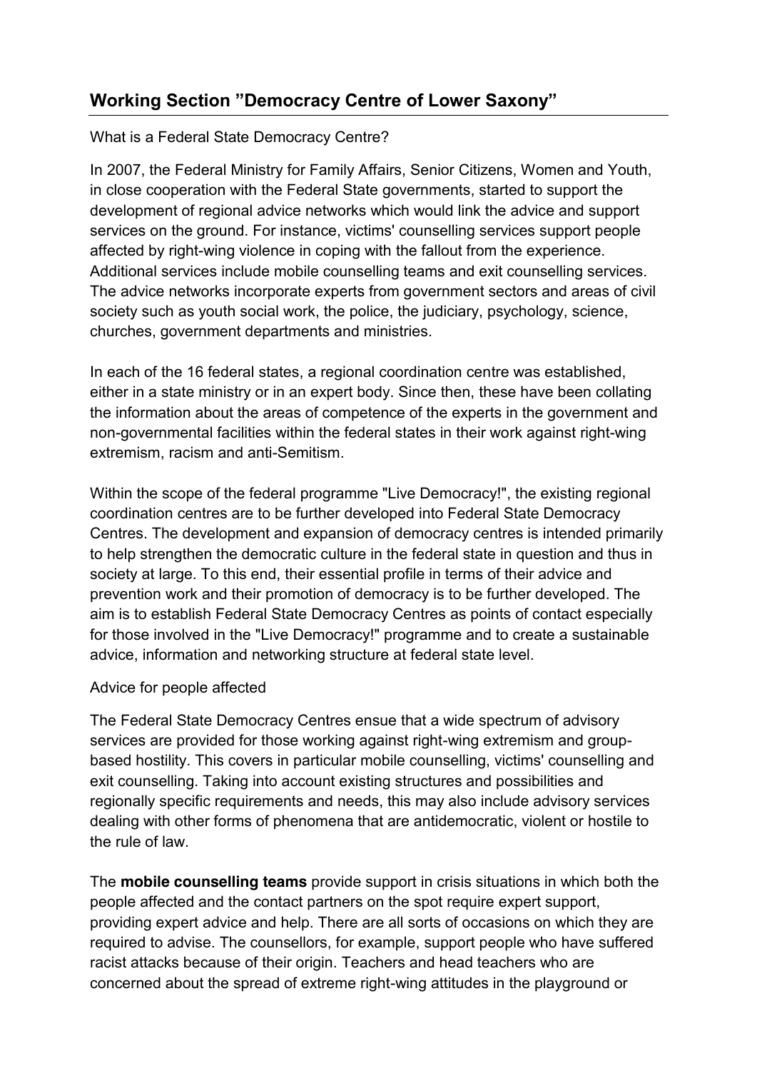## Working Section ”Democracy Centre of Lower Saxony”

What is a Federal State Democracy Centre?

In 2007, the Federal Ministry for Family Affairs, Senior Citizens, Women and Youth, in close cooperation with the Federal State governments, started to support the development of regional advice networks which would link the advice and support services on the ground. For instance, victims' counselling services support people affected by right-wing violence in coping with the fallout from the experience. Additional services include mobile counselling teams and exit counselling services. The advice networks incorporate experts from government sectors and areas of civil society such as youth social work, the police, the judiciary, psychology, science, churches, government departments and ministries.

In each of the 16 federal states, a regional coordination centre was established, either in a state ministry or in an expert body. Since then, these have been collating the information about the areas of competence of the experts in the government and non-governmental facilities within the federal states in their work against right-wing extremism, racism and anti-Semitism.

Within the scope of the federal programme "Live Democracy!", the existing regional coordination centres are to be further developed into Federal State Democracy Centres. The development and expansion of democracy centres is intended primarily to help strengthen the democratic culture in the federal state in question and thus in society at large. To this end, their essential profile in terms of their advice and prevention work and their promotion of democracy is to be further developed. The aim is to establish Federal State Democracy Centres as points of contact especially for those involved in the "Live Democracy!" programme and to create a sustainable advice, information and networking structure at federal state level.

Advice for people affected

The Federal State Democracy Centres ensue that a wide spectrum of advisory services are provided for those working against right-wing extremism and group-based hostility. This covers in particular mobile counselling, victims' counselling and exit counselling. Taking into account existing structures and possibilities and regionally specific requirements and needs, this may also include advisory services dealing with other forms of phenomena that are antidemocratic, violent or hostile to the rule of law.

The **mobile counselling teams** provide support in crisis situations in which both the people affected and the contact partners on the spot require expert support, providing expert advice and help. There are all sorts of occasions on which they are required to advise. The counsellors, for example, support people who have suffered racist attacks because of their origin. Teachers and head teachers who are concerned about the spread of extreme right-wing attitudes in the playground or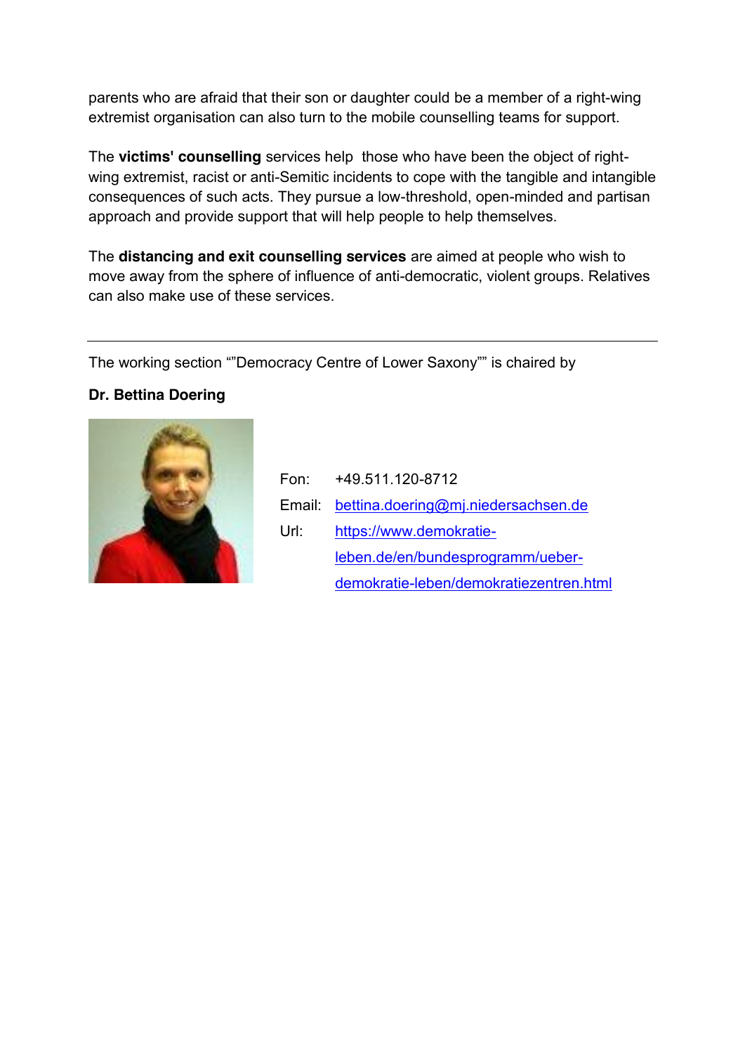parents who are afraid that their son or daughter could be a member of a right-wing extremist organisation can also turn to the mobile counselling teams for support.

The **victims' counselling** services help  those who have been the object of right-wing extremist, racist or anti-Semitic incidents to cope with the tangible and intangible consequences of such acts. They pursue a low-threshold, open-minded and partisan approach and provide support that will help people to help themselves.

The **distancing and exit counselling services** are aimed at people who wish to move away from the sphere of influence of anti-democratic, violent groups. Relatives can also make use of these services.

---

The working section “"Democracy Centre of Lower Saxony"” is chaired by

**Dr. Bettina Doering**

Fon: +49.511.120-8712

Email: bettina.doering@mj.niedersachsen.de

Url: https://www.demokratie-leben.de/en/bundesprogramm/ueber-demokratie-leben/demokratiezentren.html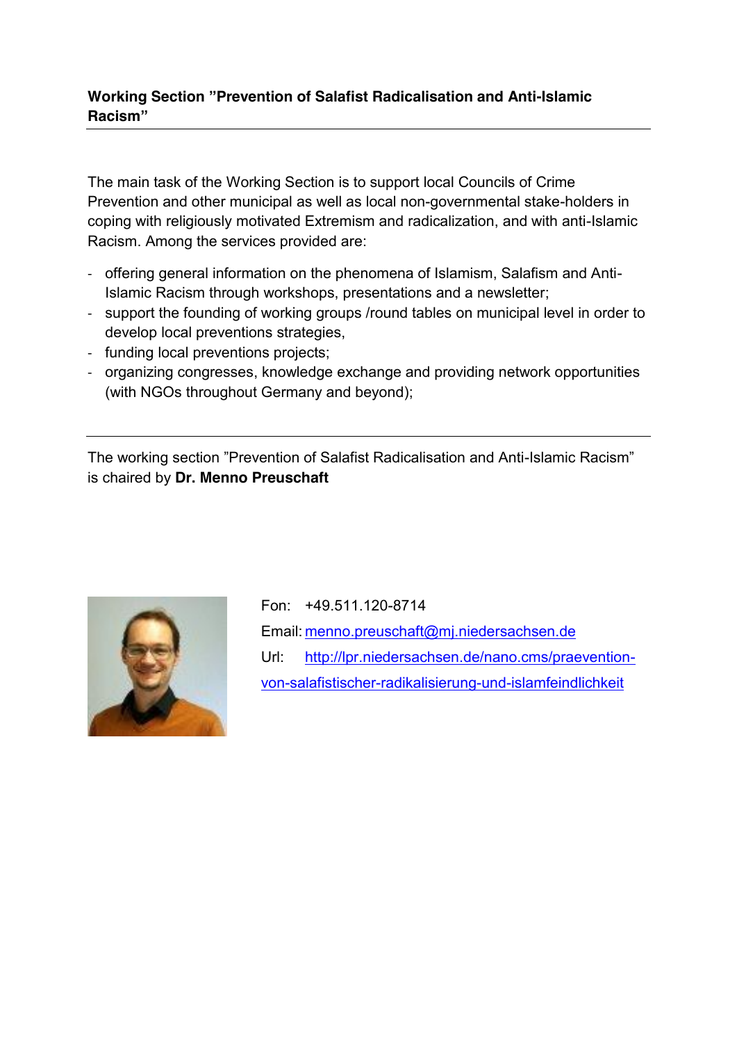**Working Section "Prevention of Salafist Radicalisation and Anti-Islamic Racism"**

---

The main task of the Working Section is to support local Councils of Crime Prevention and other municipal as well as local non-governmental stake-holders in coping with religiously motivated Extremism and radicalization, and with anti-Islamic Racism. Among the services provided are:

- offering general information on the phenomena of Islamism, Salafism and Anti-Islamic Racism through workshops, presentations and a newsletter;
- support the founding of working groups /round tables on municipal level in order to develop local preventions strategies,
- funding local preventions projects;
- organizing congresses, knowledge exchange and providing network opportunities (with NGOs throughout Germany and beyond);

---

The working section "Prevention of Salafist Radicalisation and Anti-Islamic Racism" is chaired by **Dr. Menno Preuschaft**

Fon: +49.511.120-8714

Email: menno.preuschaft@mj.niedersachsen.de

Url: http://lpr.niedersachsen.de/nano.cms/praevention-von-salafistischer-radikalisierung-und-islamfeindlichkeit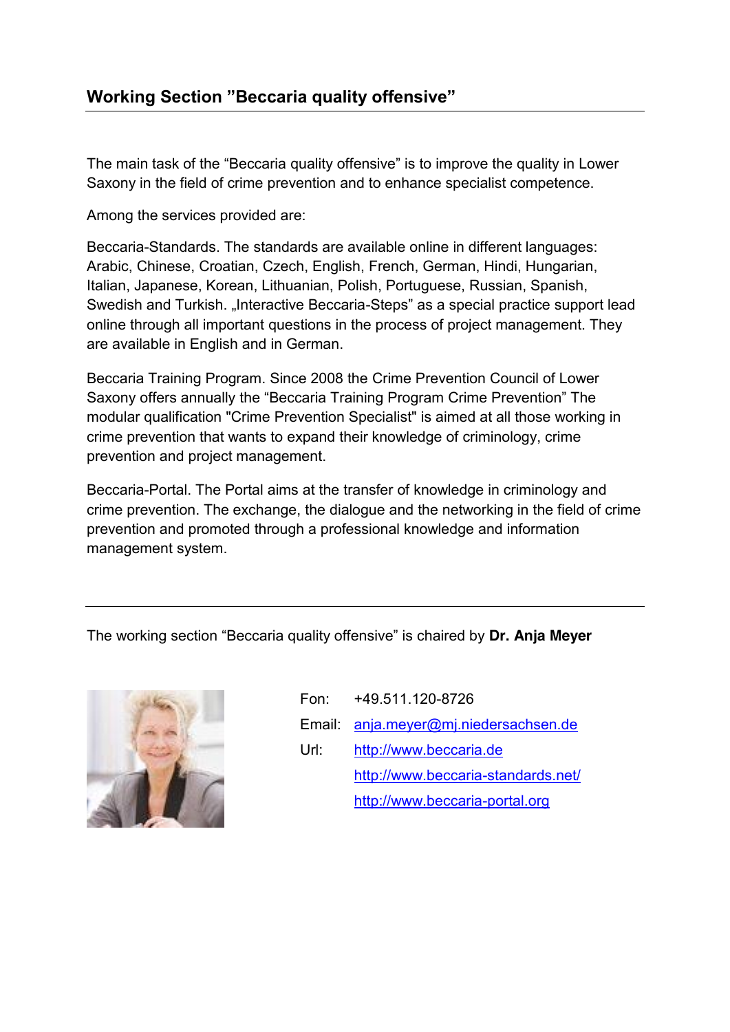## Working Section ”Beccaria quality offensive”

The main task of the “Beccaria quality offensive” is to improve the quality in Lower Saxony in the field of crime prevention and to enhance specialist competence.

Among the services provided are:

Beccaria-Standards. The standards are available online in different languages: Arabic, Chinese, Croatian, Czech, English, French, German, Hindi, Hungarian, Italian, Japanese, Korean, Lithuanian, Polish, Portuguese, Russian, Spanish, Swedish and Turkish. „Interactive Beccaria-Steps” as a special practice support lead online through all important questions in the process of project management. They are available in English and in German.

Beccaria Training Program. Since 2008 the Crime Prevention Council of Lower Saxony offers annually the “Beccaria Training Program Crime Prevention” The modular qualification "Crime Prevention Specialist" is aimed at all those working in crime prevention that wants to expand their knowledge of criminology, crime prevention and project management.

Beccaria-Portal. The Portal aims at the transfer of knowledge in criminology and crime prevention. The exchange, the dialogue and the networking in the field of crime prevention and promoted through a professional knowledge and information management system.

---

The working section “Beccaria quality offensive” is chaired by **Dr. Anja Meyer**

Fon: +49.511.120-8726

Email: anja.meyer@mj.niedersachsen.de

Url: http://www.beccaria.de
http://www.beccaria-standards.net/
http://www.beccaria-portal.org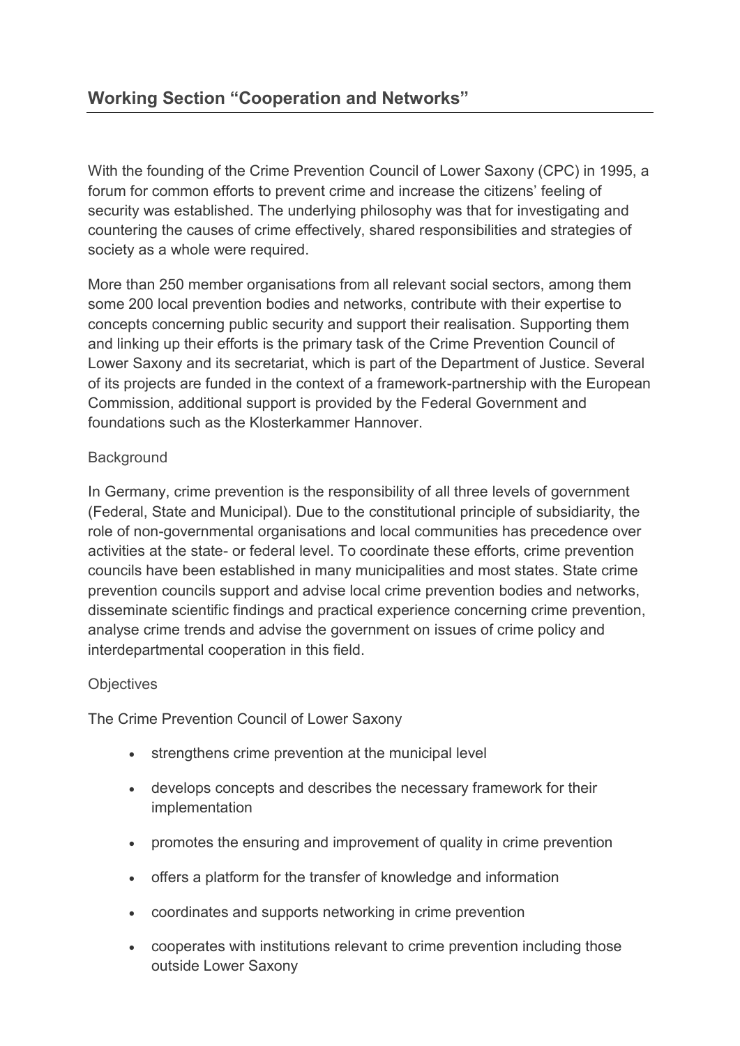## Working Section “Cooperation and Networks”

With the founding of the Crime Prevention Council of Lower Saxony (CPC) in 1995, a forum for common efforts to prevent crime and increase the citizens’ feeling of security was established. The underlying philosophy was that for investigating and countering the causes of crime effectively, shared responsibilities and strategies of society as a whole were required.

More than 250 member organisations from all relevant social sectors, among them some 200 local prevention bodies and networks, contribute with their expertise to concepts concerning public security and support their realisation. Supporting them and linking up their efforts is the primary task of the Crime Prevention Council of Lower Saxony and its secretariat, which is part of the Department of Justice. Several of its projects are funded in the context of a framework-partnership with the European Commission, additional support is provided by the Federal Government and foundations such as the Klosterkammer Hannover.

### Background

In Germany, crime prevention is the responsibility of all three levels of government (Federal, State and Municipal). Due to the constitutional principle of subsidiarity, the role of non-governmental organisations and local communities has precedence over activities at the state- or federal level. To coordinate these efforts, crime prevention councils have been established in many municipalities and most states. State crime prevention councils support and advise local crime prevention bodies and networks, disseminate scientific findings and practical experience concerning crime prevention, analyse crime trends and advise the government on issues of crime policy and interdepartmental cooperation in this field.

### Objectives

The Crime Prevention Council of Lower Saxony

- strengthens crime prevention at the municipal level
- develops concepts and describes the necessary framework for their implementation
- promotes the ensuring and improvement of quality in crime prevention
- offers a platform for the transfer of knowledge and information
- coordinates and supports networking in crime prevention
- cooperates with institutions relevant to crime prevention including those outside Lower Saxony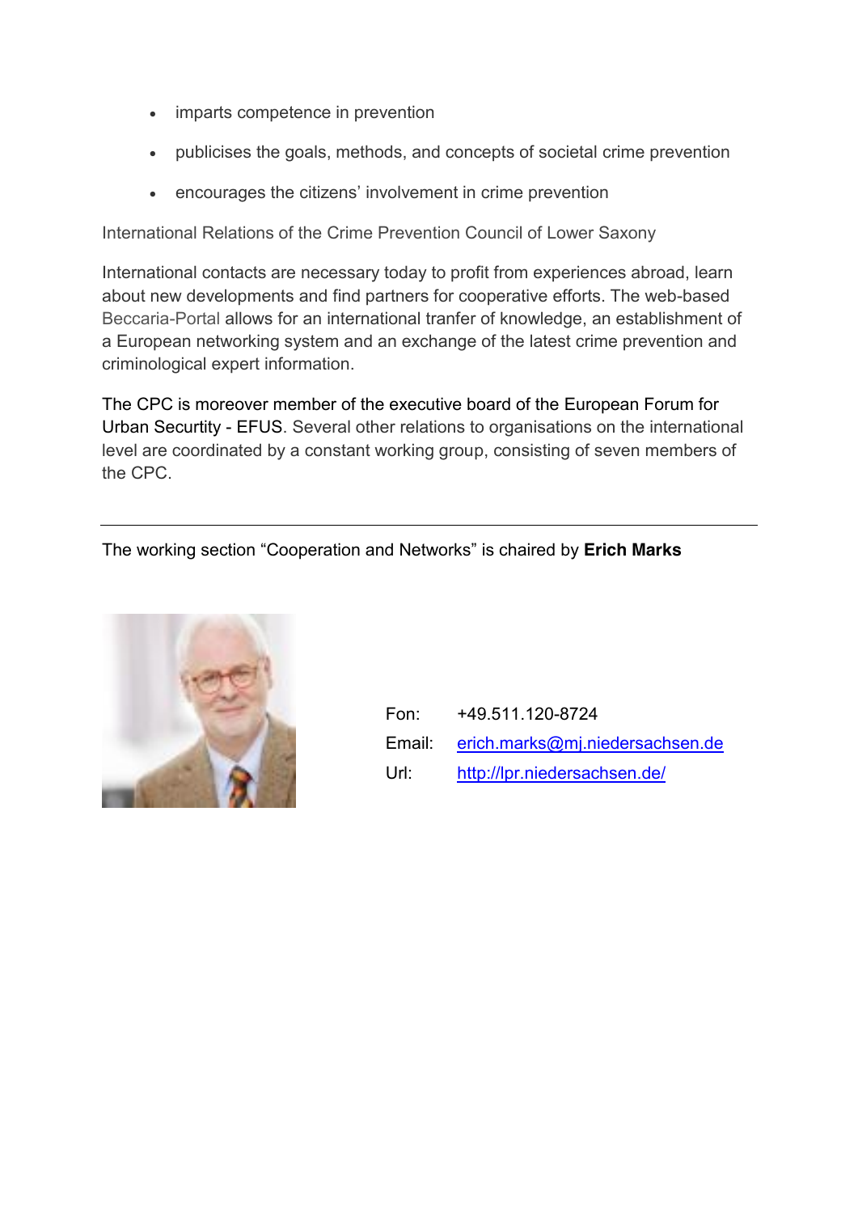- imparts competence in prevention
- publicises the goals, methods, and concepts of societal crime prevention
- encourages the citizens' involvement in crime prevention

International Relations of the Crime Prevention Council of Lower Saxony

International contacts are necessary today to profit from experiences abroad, learn about new developments and find partners for cooperative efforts. The web-based Beccaria-Portal allows for an international tranfer of knowledge, an establishment of a European networking system and an exchange of the latest crime prevention and criminological expert information.

The CPC is moreover member of the executive board of the European Forum for Urban Securtity - EFUS. Several other relations to organisations on the international level are coordinated by a constant working group, consisting of seven members of the CPC.

---

The working section "Cooperation and Networks" is chaired by **Erich Marks**

| | |
|---|---|
| Fon: | +49.511.120-8724 |
| Email: | erich.marks@mj.niedersachsen.de |
| Url: | http://lpr.niedersachsen.de/ |